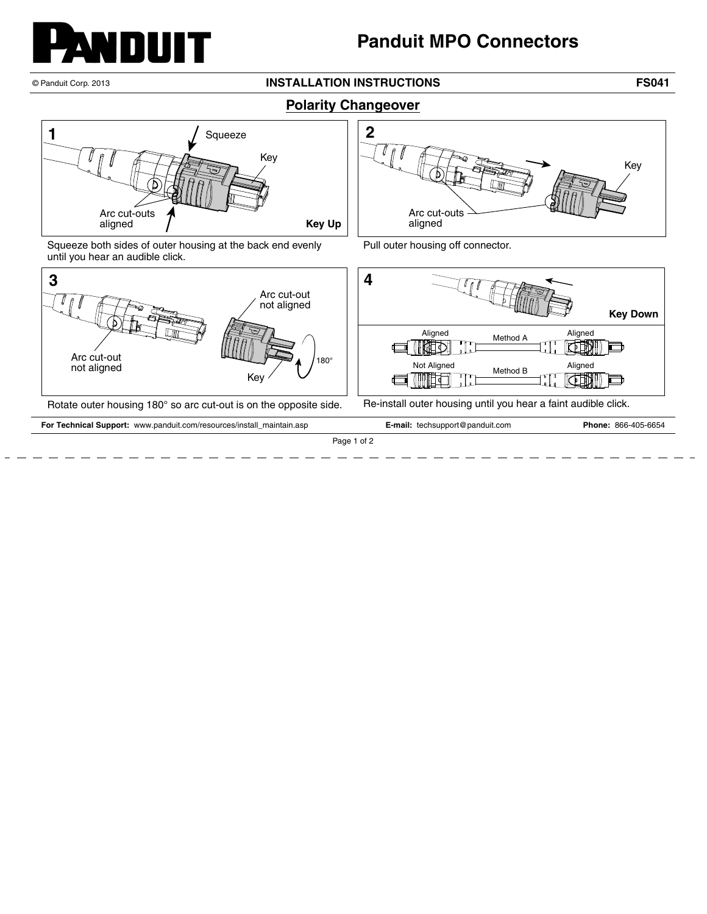# Panduit MPO Connectors

© Panduit Corp. 2013

**INSTALLATION INSTRUCTIONS** **FS041**

## Polarity Changeover

**1**

Squeeze

Key

Arc cut-outs aligned

**Key Up**

Squeeze both sides of outer housing at the back end evenly until you hear an audible click.

**2**

Key

Arc cut-outs aligned

Pull outer housing off connector.

**3**

Arc cut-out not aligned

Arc cut-out not aligned

180°

Key

Rotate outer housing 180° so arc cut-out is on the opposite side.

**4**

**Key Down**

Aligned — Method A — Aligned

Not Aligned — Method B — Aligned

Re-install outer housing until you hear a faint audible click.

**For Technical Support:** www.panduit.com/resources/install_maintain.asp **E-mail:** techsupport@panduit.com **Phone:** 866-405-6654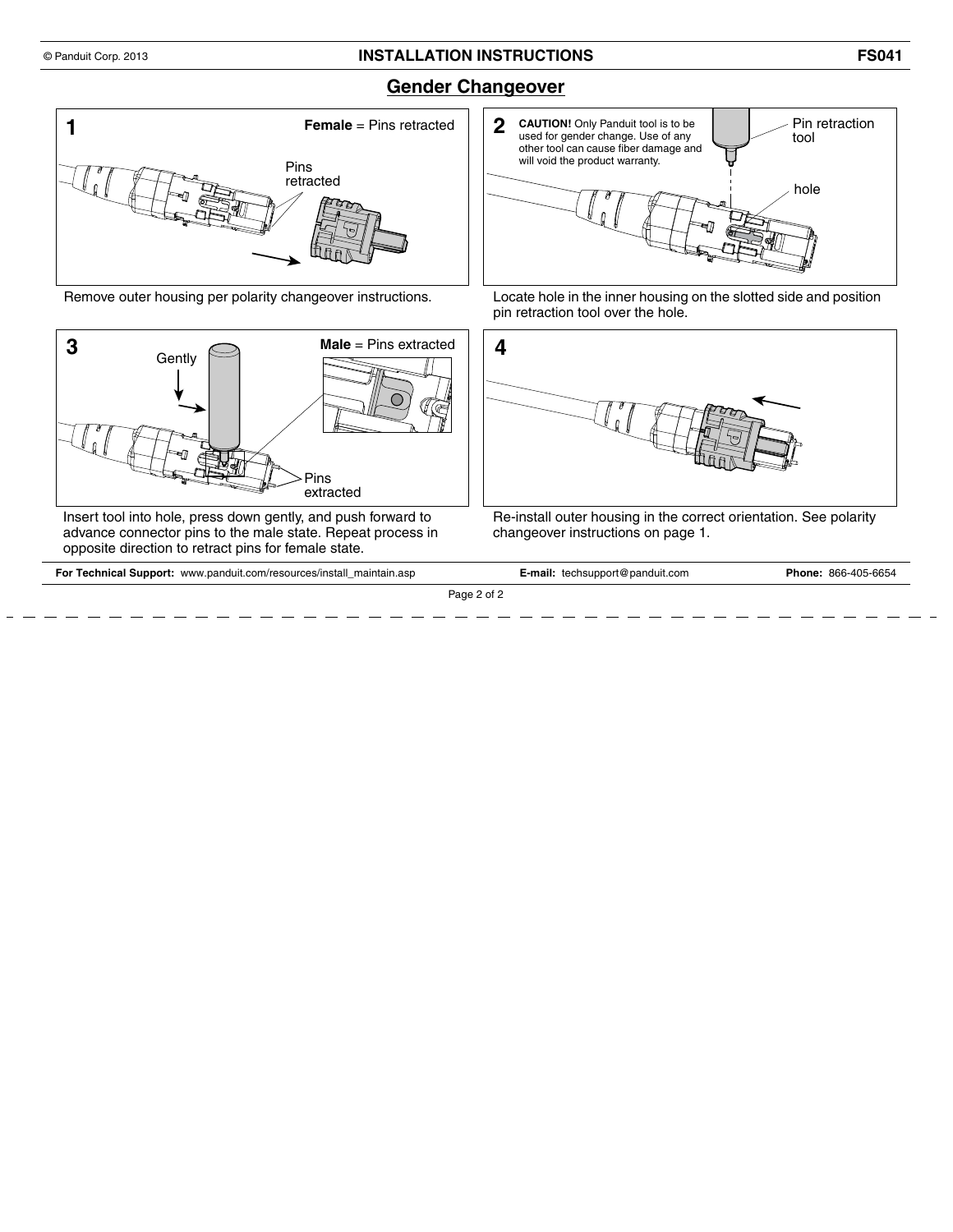## Gender Changeover

**1**

**Female** = Pins retracted

Pins retracted

Remove outer housing per polarity changeover instructions.

**2**

**CAUTION!** Only Panduit tool is to be used for gender change. Use of any other tool can cause fiber damage and will void the product warranty.

Pin retraction tool

hole

Locate hole in the inner housing on the slotted side and position pin retraction tool over the hole.

**3**

**Male** = Pins extracted

Gently

Pins extracted

Insert tool into hole, press down gently, and push forward to advance connector pins to the male state. Repeat process in opposite direction to retract pins for female state.

**4**

Re-install outer housing in the correct orientation. See polarity changeover instructions on page 1.

**For Technical Support:** www.panduit.com/resources/install_maintain.asp **E-mail:** techsupport@panduit.com **Phone:** 866-405-6654